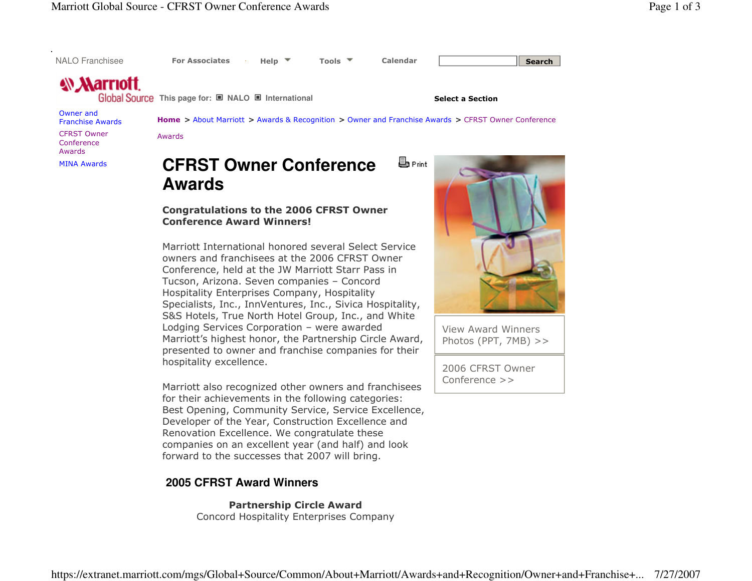NALO Franchisee | For Associates | Help | Tools | Calendar | Search

Marriott Global Source

This page for: NALO International

Select a Section

- Owner and Franchise Awards
- CFRST Owner Conference Awards
- MINA Awards

Home > About Marriott > Awards & Recognition > Owner and Franchise Awards > CFRST Owner Conference Awards

# CFRST Owner Conference Awards

Print

**Congratulations to the 2006 CFRST Owner Conference Award Winners!**

Marriott International honored several Select Service owners and franchisees at the 2006 CFRST Owner Conference, held at the JW Marriott Starr Pass in Tucson, Arizona. Seven companies – Concord Hospitality Enterprises Company, Hospitality Specialists, Inc., InnVentures, Inc., Sivica Hospitality, S&S Hotels, True North Hotel Group, Inc., and White Lodging Services Corporation – were awarded Marriott's highest honor, the Partnership Circle Award, presented to owner and franchise companies for their hospitality excellence.

Marriott also recognized other owners and franchisees for their achievements in the following categories: Best Opening, Community Service, Service Excellence, Developer of the Year, Construction Excellence and Renovation Excellence. We congratulate these companies on an excellent year (and half) and look forward to the successes that 2007 will bring.

View Award Winners Photos (PPT, 7MB) >>

2006 CFRST Owner Conference >>

## 2005 CFRST Award Winners

**Partnership Circle Award**
Concord Hospitality Enterprises Company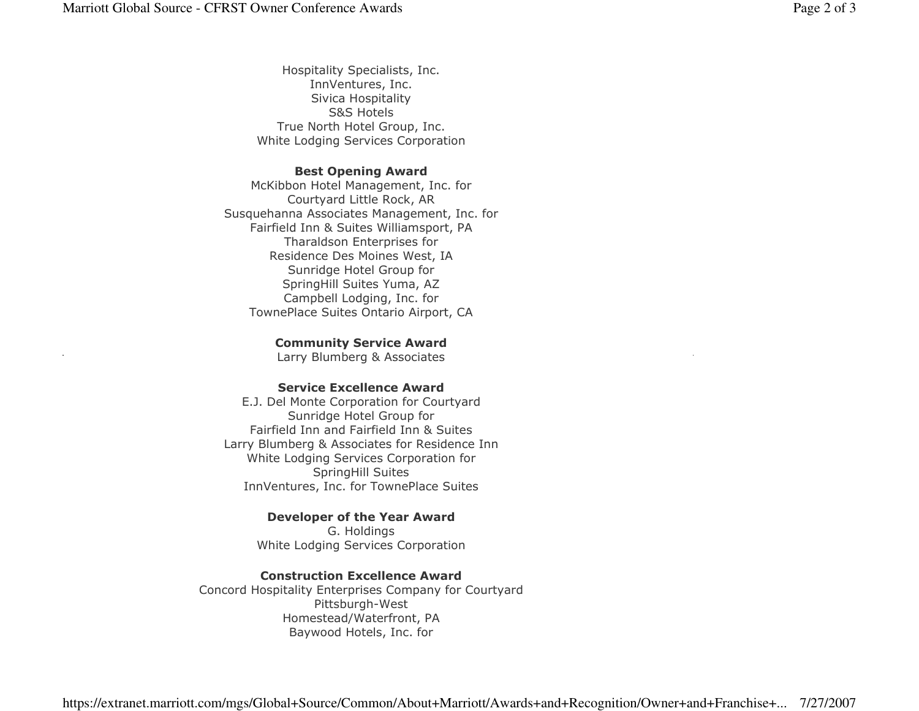Hospitality Specialists, Inc.
InnVentures, Inc.
Sivica Hospitality
S&S Hotels
True North Hotel Group, Inc.
White Lodging Services Corporation

**Best Opening Award**

McKibbon Hotel Management, Inc. for
Courtyard Little Rock, AR
Susquehanna Associates Management, Inc. for
Fairfield Inn & Suites Williamsport, PA
Tharaldson Enterprises for
Residence Des Moines West, IA
Sunridge Hotel Group for
SpringHill Suites Yuma, AZ
Campbell Lodging, Inc. for
TownePlace Suites Ontario Airport, CA

**Community Service Award**

Larry Blumberg & Associates

**Service Excellence Award**

E.J. Del Monte Corporation for Courtyard
Sunridge Hotel Group for
Fairfield Inn and Fairfield Inn & Suites
Larry Blumberg & Associates for Residence Inn
White Lodging Services Corporation for
SpringHill Suites
InnVentures, Inc. for TownePlace Suites

**Developer of the Year Award**

G. Holdings
White Lodging Services Corporation

**Construction Excellence Award**

Concord Hospitality Enterprises Company for Courtyard
Pittsburgh-West
Homestead/Waterfront, PA
Baywood Hotels, Inc. for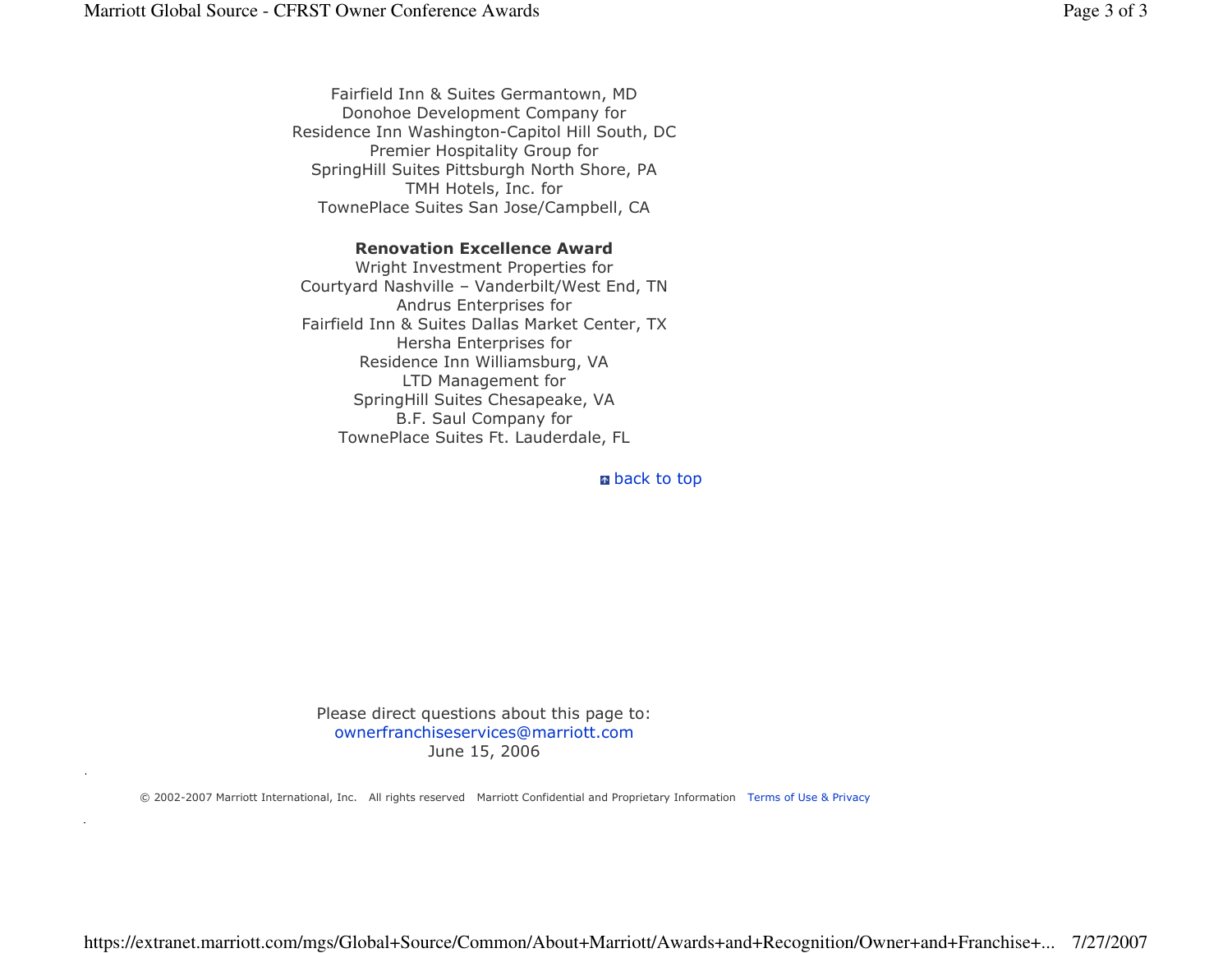Fairfield Inn & Suites Germantown, MD
Donohoe Development Company for
Residence Inn Washington-Capitol Hill South, DC
Premier Hospitality Group for
SpringHill Suites Pittsburgh North Shore, PA
TMH Hotels, Inc. for
TownePlace Suites San Jose/Campbell, CA

**Renovation Excellence Award**

Wright Investment Properties for
Courtyard Nashville – Vanderbilt/West End, TN
Andrus Enterprises for
Fairfield Inn & Suites Dallas Market Center, TX
Hersha Enterprises for
Residence Inn Williamsburg, VA
LTD Management for
SpringHill Suites Chesapeake, VA
B.F. Saul Company for
TownePlace Suites Ft. Lauderdale, FL

back to top

Please direct questions about this page to:
ownerfranchiseservices@marriott.com
June 15, 2006

© 2002-2007 Marriott International, Inc. All rights reserved Marriott Confidential and Proprietary Information Terms of Use & Privacy